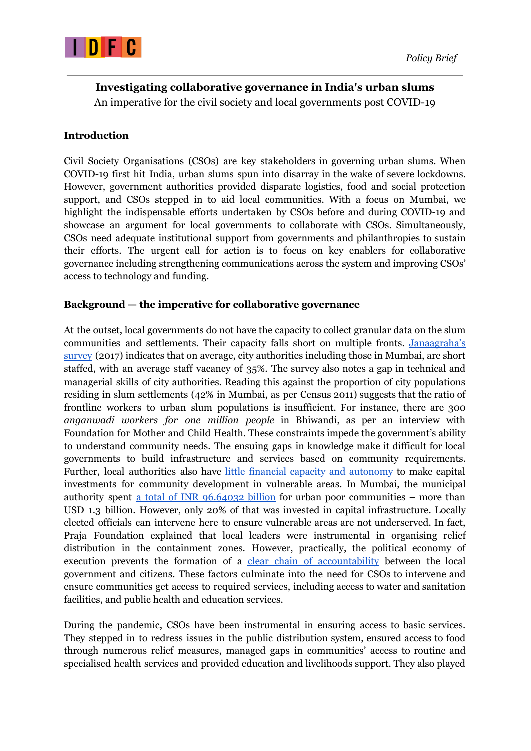# Investigating collaborative governance in India's urban slums

An imperative for the civil society and local governments post COVID-19

## Introduction

Civil Society Organisations (CSOs) are key stakeholders in governing urban slums. When COVID-19 first hit India, urban slums spun into disarray in the wake of severe lockdowns. However, government authorities provided disparate logistics, food and social protection support, and CSOs stepped in to aid local communities. With a focus on Mumbai, we highlight the indispensable efforts undertaken by CSOs before and during COVID-19 and showcase an argument for local governments to collaborate with CSOs. Simultaneously, CSOs need adequate institutional support from governments and philanthropies to sustain their efforts. The urgent call for action is to focus on key enablers for collaborative governance including strengthening communications across the system and improving CSOs' access to technology and funding.

## Background — the imperative for collaborative governance

At the outset, local governments do not have the capacity to collect granular data on the slum communities and settlements. Their capacity falls short on multiple fronts. Janaagraha's survey (2017) indicates that on average, city authorities including those in Mumbai, are short staffed, with an average staff vacancy of 35%. The survey also notes a gap in technical and managerial skills of city authorities. Reading this against the proportion of city populations residing in slum settlements (42% in Mumbai, as per Census 2011) suggests that the ratio of frontline workers to urban slum populations is insufficient. For instance, there are 300 *anganwadi workers for one million people* in Bhiwandi, as per an interview with Foundation for Mother and Child Health. These constraints impede the government's ability to understand community needs. The ensuing gaps in knowledge make it difficult for local governments to build infrastructure and services based on community requirements. Further, local authorities also have little financial capacity and autonomy to make capital investments for community development in vulnerable areas. In Mumbai, the municipal authority spent a total of INR 96.64032 billion for urban poor communities – more than USD 1.3 billion. However, only 20% of that was invested in capital infrastructure. Locally elected officials can intervene here to ensure vulnerable areas are not underserved. In fact, Praja Foundation explained that local leaders were instrumental in organising relief distribution in the containment zones. However, practically, the political economy of execution prevents the formation of a clear chain of accountability between the local government and citizens. These factors culminate into the need for CSOs to intervene and ensure communities get access to required services, including access to water and sanitation facilities, and public health and education services.

During the pandemic, CSOs have been instrumental in ensuring access to basic services. They stepped in to redress issues in the public distribution system, ensured access to food through numerous relief measures, managed gaps in communities' access to routine and specialised health services and provided education and livelihoods support. They also played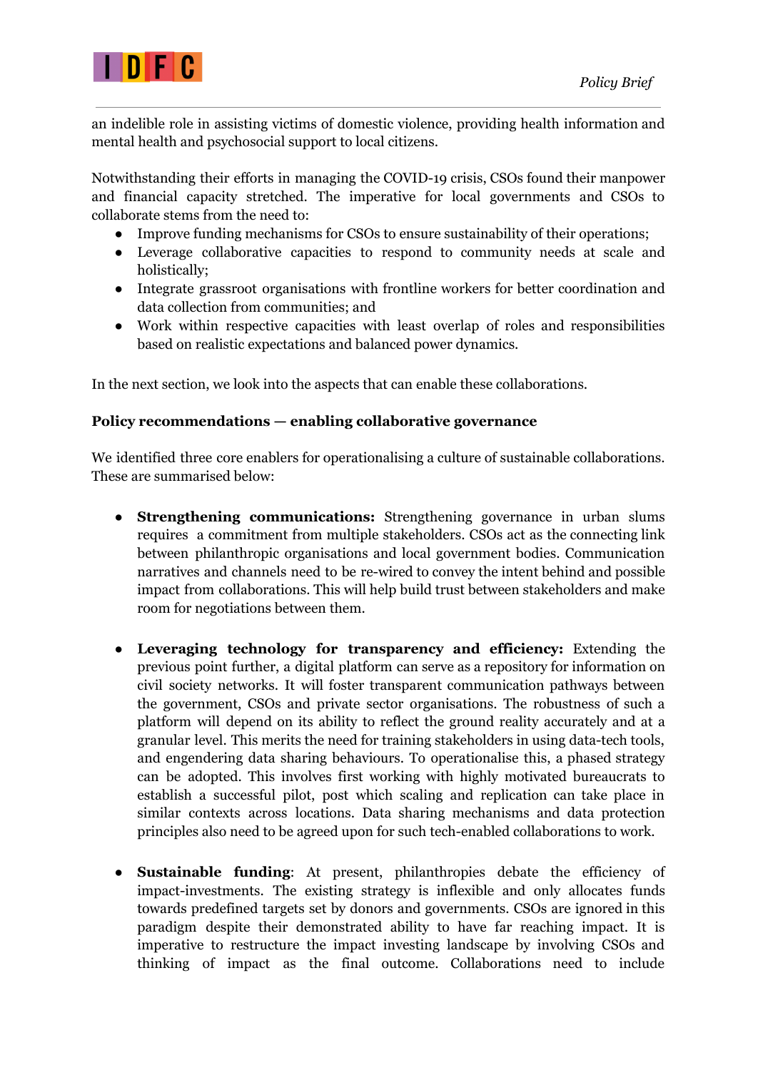an indelible role in assisting victims of domestic violence, providing health information and mental health and psychosocial support to local citizens.

Notwithstanding their efforts in managing the COVID-19 crisis, CSOs found their manpower and financial capacity stretched. The imperative for local governments and CSOs to collaborate stems from the need to:

- Improve funding mechanisms for CSOs to ensure sustainability of their operations;
- Leverage collaborative capacities to respond to community needs at scale and holistically;
- Integrate grassroot organisations with frontline workers for better coordination and data collection from communities; and
- Work within respective capacities with least overlap of roles and responsibilities based on realistic expectations and balanced power dynamics.

In the next section, we look into the aspects that can enable these collaborations.

**Policy recommendations — enabling collaborative governance**

We identified three core enablers for operationalising a culture of sustainable collaborations. These are summarised below:

- **Strengthening communications:** Strengthening governance in urban slums requires a commitment from multiple stakeholders. CSOs act as the connecting link between philanthropic organisations and local government bodies. Communication narratives and channels need to be re-wired to convey the intent behind and possible impact from collaborations. This will help build trust between stakeholders and make room for negotiations between them.

- **Leveraging technology for transparency and efficiency:** Extending the previous point further, a digital platform can serve as a repository for information on civil society networks. It will foster transparent communication pathways between the government, CSOs and private sector organisations. The robustness of such a platform will depend on its ability to reflect the ground reality accurately and at a granular level. This merits the need for training stakeholders in using data-tech tools, and engendering data sharing behaviours. To operationalise this, a phased strategy can be adopted. This involves first working with highly motivated bureaucrats to establish a successful pilot, post which scaling and replication can take place in similar contexts across locations. Data sharing mechanisms and data protection principles also need to be agreed upon for such tech-enabled collaborations to work.

- **Sustainable funding**: At present, philanthropies debate the efficiency of impact-investments. The existing strategy is inflexible and only allocates funds towards predefined targets set by donors and governments. CSOs are ignored in this paradigm despite their demonstrated ability to have far reaching impact. It is imperative to restructure the impact investing landscape by involving CSOs and thinking of impact as the final outcome. Collaborations need to include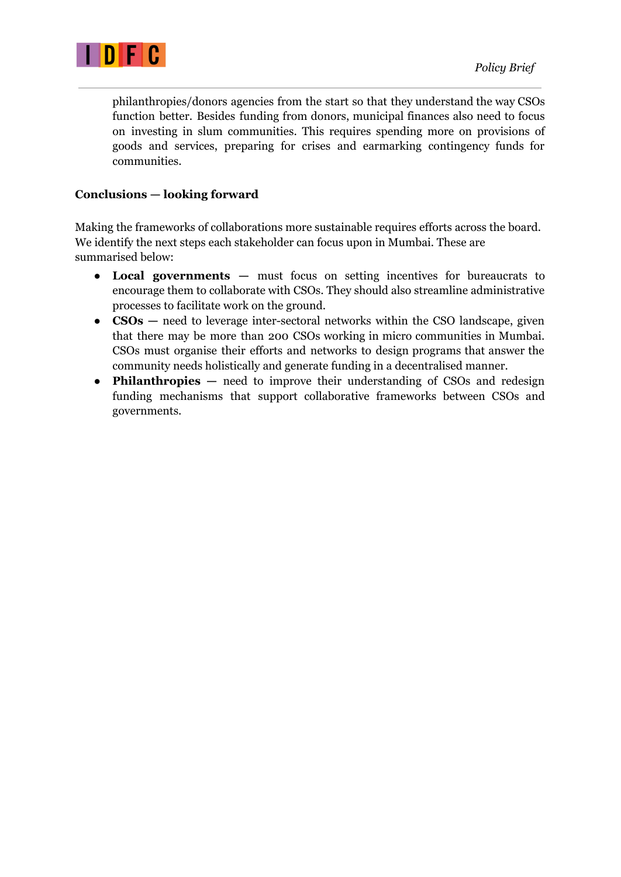philanthropies/donors agencies from the start so that they understand the way CSOs function better. Besides funding from donors, municipal finances also need to focus on investing in slum communities. This requires spending more on provisions of goods and services, preparing for crises and earmarking contingency funds for communities.

**Conclusions — looking forward**

Making the frameworks of collaborations more sustainable requires efforts across the board. We identify the next steps each stakeholder can focus upon in Mumbai. These are summarised below:

- **Local governments —** must focus on setting incentives for bureaucrats to encourage them to collaborate with CSOs. They should also streamline administrative processes to facilitate work on the ground.
- **CSOs —** need to leverage inter-sectoral networks within the CSO landscape, given that there may be more than 200 CSOs working in micro communities in Mumbai. CSOs must organise their efforts and networks to design programs that answer the community needs holistically and generate funding in a decentralised manner.
- **Philanthropies —** need to improve their understanding of CSOs and redesign funding mechanisms that support collaborative frameworks between CSOs and governments.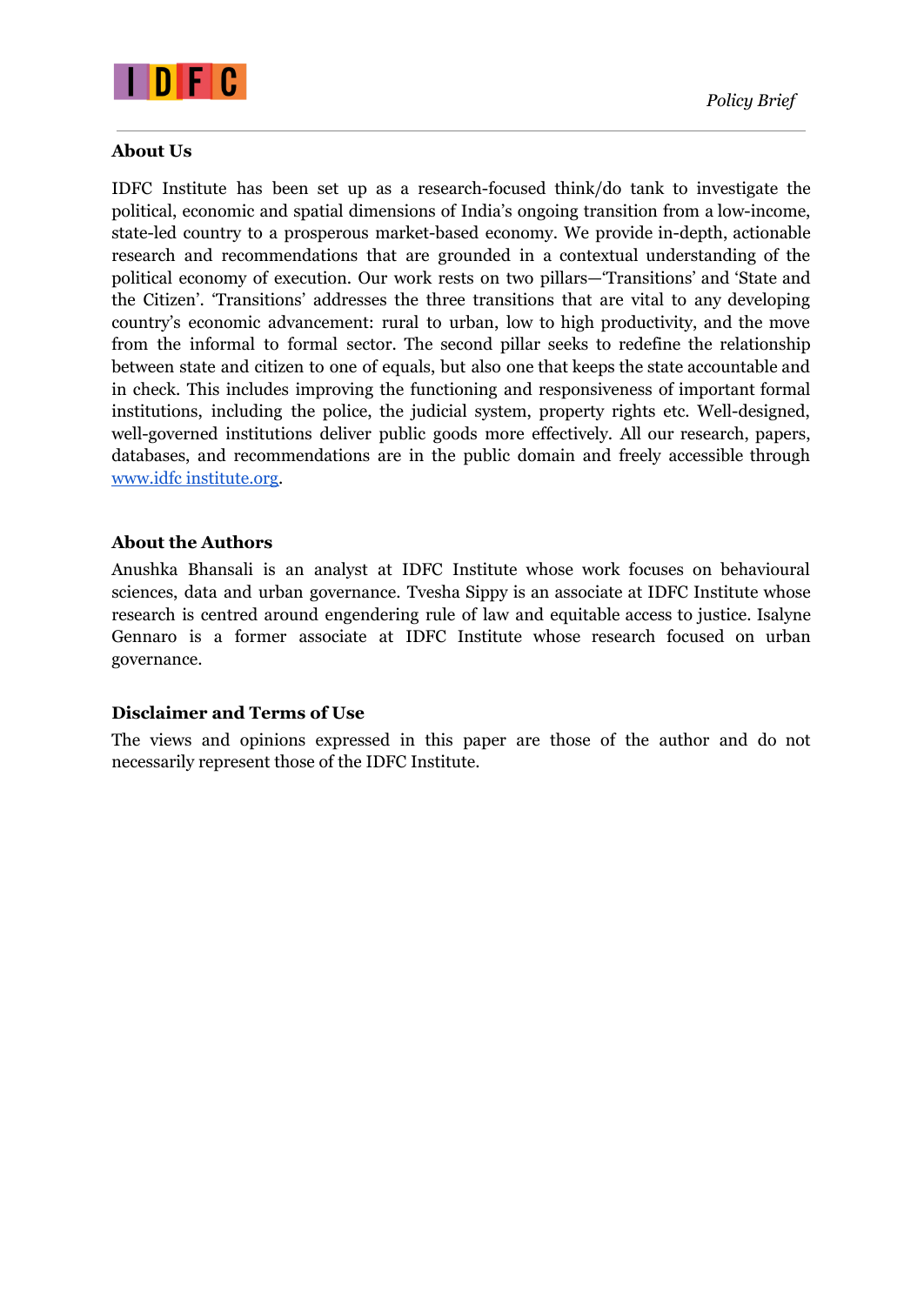### About Us

IDFC Institute has been set up as a research-focused think/do tank to investigate the political, economic and spatial dimensions of India's ongoing transition from a low-income, state-led country to a prosperous market-based economy. We provide in-depth, actionable research and recommendations that are grounded in a contextual understanding of the political economy of execution. Our work rests on two pillars—'Transitions' and 'State and the Citizen'. 'Transitions' addresses the three transitions that are vital to any developing country's economic advancement: rural to urban, low to high productivity, and the move from the informal to formal sector. The second pillar seeks to redefine the relationship between state and citizen to one of equals, but also one that keeps the state accountable and in check. This includes improving the functioning and responsiveness of important formal institutions, including the police, the judicial system, property rights etc. Well-designed, well-governed institutions deliver public goods more effectively. All our research, papers, databases, and recommendations are in the public domain and freely accessible through [www.idfc institute.org](www.idfc institute.org).

### About the Authors

Anushka Bhansali is an analyst at IDFC Institute whose work focuses on behavioural sciences, data and urban governance. Tvesha Sippy is an associate at IDFC Institute whose research is centred around engendering rule of law and equitable access to justice. Isalyne Gennaro is a former associate at IDFC Institute whose research focused on urban governance.

### Disclaimer and Terms of Use

The views and opinions expressed in this paper are those of the author and do not necessarily represent those of the IDFC Institute.